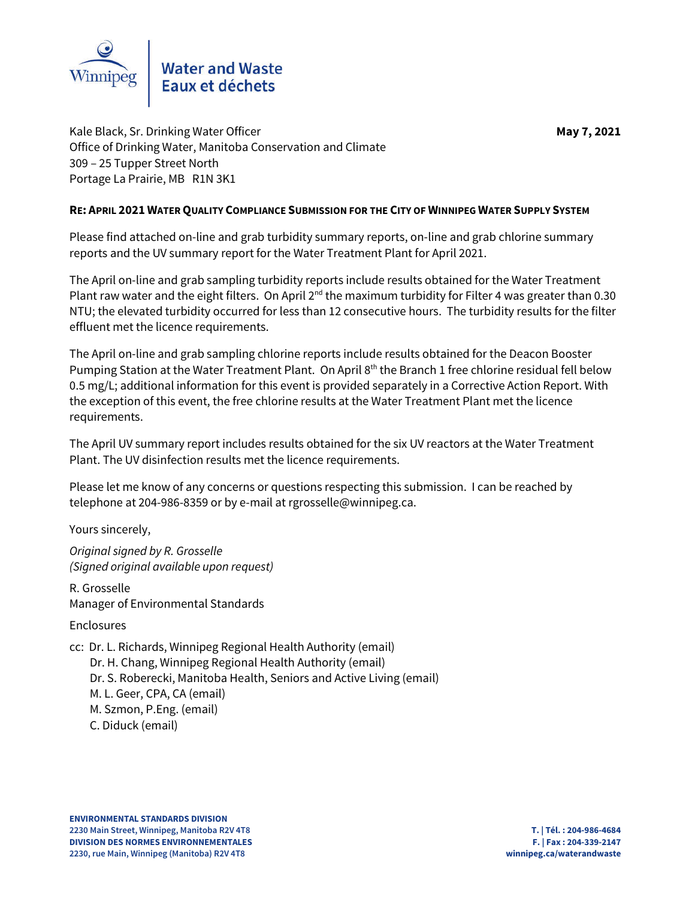Winnipeg | Water and Waste
Eaux et déchets

Kale Black, Sr. Drinking Water Officer
Office of Drinking Water, Manitoba Conservation and Climate
309 – 25 Tupper Street North
Portage La Prairie, MB R1N 3K1

**May 7, 2021**

**RE: APRIL 2021 WATER QUALITY COMPLIANCE SUBMISSION FOR THE CITY OF WINNIPEG WATER SUPPLY SYSTEM**

Please find attached on-line and grab turbidity summary reports, on-line and grab chlorine summary reports and the UV summary report for the Water Treatment Plant for April 2021.

The April on-line and grab sampling turbidity reports include results obtained for the Water Treatment Plant raw water and the eight filters. On April 2nd the maximum turbidity for Filter 4 was greater than 0.30 NTU; the elevated turbidity occurred for less than 12 consecutive hours. The turbidity results for the filter effluent met the licence requirements.

The April on-line and grab sampling chlorine reports include results obtained for the Deacon Booster Pumping Station at the Water Treatment Plant. On April 8th the Branch 1 free chlorine residual fell below 0.5 mg/L; additional information for this event is provided separately in a Corrective Action Report. With the exception of this event, the free chlorine results at the Water Treatment Plant met the licence requirements.

The April UV summary report includes results obtained for the six UV reactors at the Water Treatment Plant. The UV disinfection results met the licence requirements.

Please let me know of any concerns or questions respecting this submission. I can be reached by telephone at 204-986-8359 or by e-mail at rgrosselle@winnipeg.ca.

Yours sincerely,

*Original signed by R. Grosselle*
*(Signed original available upon request)*

R. Grosselle
Manager of Environmental Standards

Enclosures

cc: Dr. L. Richards, Winnipeg Regional Health Authority (email)
Dr. H. Chang, Winnipeg Regional Health Authority (email)
Dr. S. Roberecki, Manitoba Health, Seniors and Active Living (email)
M. L. Geer, CPA, CA (email)
M. Szmon, P.Eng. (email)
C. Diduck (email)

**ENVIRONMENTAL STANDARDS DIVISION**
**2230 Main Street, Winnipeg, Manitoba R2V 4T8**
**DIVISION DES NORMES ENVIRONNEMENTALES**
**2230, rue Main, Winnipeg (Manitoba) R2V 4T8**

**T. | Tél. : 204-986-4684**
**F. | Fax : 204-339-2147**
**winnipeg.ca/waterandwaste**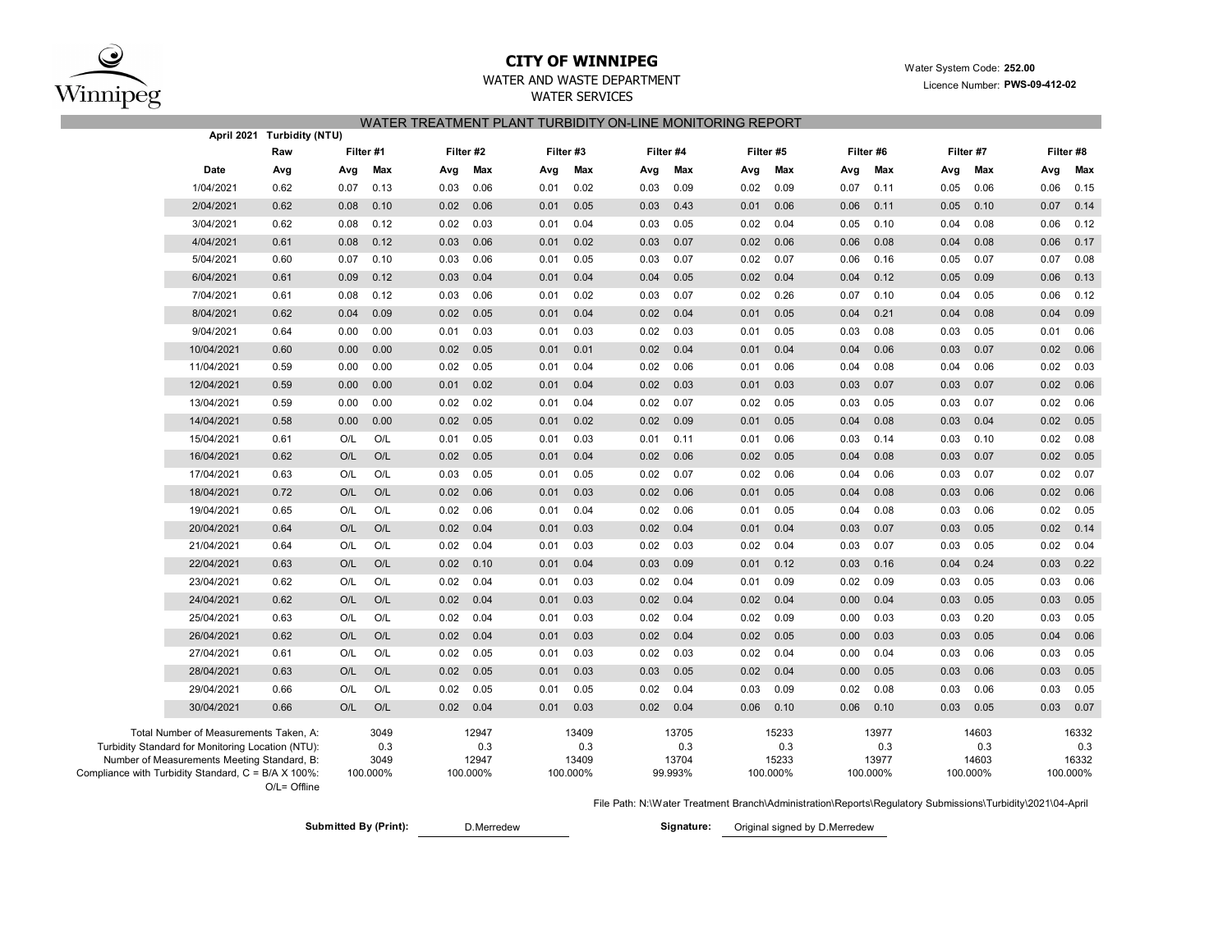# CITY OF WINNIPEG

WATER AND WASTE DEPARTMENT

WATER SERVICES

Water System Code: **252.00**

Licence Number: **PWS-09-412-02**

## WATER TREATMENT PLANT TURBIDITY ON-LINE MONITORING REPORT

**April 2021 Turbidity (NTU)**

| | Raw | Filter #1 | | Filter #2 | | Filter #3 | | Filter #4 | | Filter #5 | | Filter #6 | | Filter #7 | | Filter #8 | |
|---|---|---|---|---|---|---|---|---|---|---|---|---|---|---|---|---|---|
| **Date** | **Avg** | **Avg** | **Max** | **Avg** | **Max** | **Avg** | **Max** | **Avg** | **Max** | **Avg** | **Max** | **Avg** | **Max** | **Avg** | **Max** | **Avg** | **Max** |
| 1/04/2021 | 0.62 | 0.07 | 0.13 | 0.03 | 0.06 | 0.01 | 0.02 | 0.03 | 0.09 | 0.02 | 0.09 | 0.07 | 0.11 | 0.05 | 0.06 | 0.06 | 0.15 |
| 2/04/2021 | 0.62 | 0.08 | 0.10 | 0.02 | 0.06 | 0.01 | 0.05 | 0.03 | 0.43 | 0.01 | 0.06 | 0.06 | 0.11 | 0.05 | 0.10 | 0.07 | 0.14 |
| 3/04/2021 | 0.62 | 0.08 | 0.12 | 0.02 | 0.03 | 0.01 | 0.04 | 0.03 | 0.05 | 0.02 | 0.04 | 0.05 | 0.10 | 0.04 | 0.08 | 0.06 | 0.12 |
| 4/04/2021 | 0.61 | 0.08 | 0.12 | 0.03 | 0.06 | 0.01 | 0.02 | 0.03 | 0.07 | 0.02 | 0.06 | 0.06 | 0.08 | 0.04 | 0.08 | 0.06 | 0.17 |
| 5/04/2021 | 0.60 | 0.07 | 0.10 | 0.03 | 0.06 | 0.01 | 0.05 | 0.03 | 0.07 | 0.02 | 0.07 | 0.06 | 0.16 | 0.05 | 0.07 | 0.07 | 0.08 |
| 6/04/2021 | 0.61 | 0.09 | 0.12 | 0.03 | 0.04 | 0.01 | 0.04 | 0.04 | 0.05 | 0.02 | 0.04 | 0.04 | 0.12 | 0.05 | 0.09 | 0.06 | 0.13 |
| 7/04/2021 | 0.61 | 0.08 | 0.12 | 0.03 | 0.06 | 0.01 | 0.02 | 0.03 | 0.07 | 0.02 | 0.26 | 0.07 | 0.10 | 0.04 | 0.05 | 0.06 | 0.12 |
| 8/04/2021 | 0.62 | 0.04 | 0.09 | 0.02 | 0.05 | 0.01 | 0.04 | 0.02 | 0.04 | 0.01 | 0.05 | 0.04 | 0.21 | 0.04 | 0.08 | 0.04 | 0.09 |
| 9/04/2021 | 0.64 | 0.00 | 0.00 | 0.01 | 0.03 | 0.01 | 0.03 | 0.02 | 0.03 | 0.01 | 0.05 | 0.03 | 0.08 | 0.03 | 0.05 | 0.01 | 0.06 |
| 10/04/2021 | 0.60 | 0.00 | 0.00 | 0.02 | 0.05 | 0.01 | 0.01 | 0.02 | 0.04 | 0.01 | 0.04 | 0.04 | 0.06 | 0.03 | 0.07 | 0.02 | 0.06 |
| 11/04/2021 | 0.59 | 0.00 | 0.00 | 0.02 | 0.05 | 0.01 | 0.04 | 0.02 | 0.06 | 0.01 | 0.06 | 0.04 | 0.08 | 0.04 | 0.06 | 0.02 | 0.03 |
| 12/04/2021 | 0.59 | 0.00 | 0.00 | 0.01 | 0.02 | 0.01 | 0.04 | 0.02 | 0.03 | 0.01 | 0.03 | 0.03 | 0.07 | 0.03 | 0.07 | 0.02 | 0.06 |
| 13/04/2021 | 0.59 | 0.00 | 0.00 | 0.02 | 0.02 | 0.01 | 0.04 | 0.02 | 0.07 | 0.02 | 0.05 | 0.03 | 0.05 | 0.03 | 0.07 | 0.02 | 0.06 |
| 14/04/2021 | 0.58 | 0.00 | 0.00 | 0.02 | 0.05 | 0.01 | 0.02 | 0.02 | 0.09 | 0.01 | 0.05 | 0.04 | 0.08 | 0.03 | 0.04 | 0.02 | 0.05 |
| 15/04/2021 | 0.61 | O/L | O/L | 0.01 | 0.05 | 0.01 | 0.03 | 0.01 | 0.11 | 0.01 | 0.06 | 0.03 | 0.14 | 0.03 | 0.10 | 0.02 | 0.08 |
| 16/04/2021 | 0.62 | O/L | O/L | 0.02 | 0.05 | 0.01 | 0.04 | 0.02 | 0.06 | 0.02 | 0.05 | 0.04 | 0.08 | 0.03 | 0.07 | 0.02 | 0.05 |
| 17/04/2021 | 0.63 | O/L | O/L | 0.03 | 0.05 | 0.01 | 0.05 | 0.02 | 0.07 | 0.02 | 0.06 | 0.04 | 0.06 | 0.03 | 0.07 | 0.02 | 0.07 |
| 18/04/2021 | 0.72 | O/L | O/L | 0.02 | 0.06 | 0.01 | 0.03 | 0.02 | 0.06 | 0.01 | 0.05 | 0.04 | 0.08 | 0.03 | 0.06 | 0.02 | 0.06 |
| 19/04/2021 | 0.65 | O/L | O/L | 0.02 | 0.06 | 0.01 | 0.04 | 0.02 | 0.06 | 0.01 | 0.05 | 0.04 | 0.08 | 0.03 | 0.06 | 0.02 | 0.05 |
| 20/04/2021 | 0.64 | O/L | O/L | 0.02 | 0.04 | 0.01 | 0.03 | 0.02 | 0.04 | 0.01 | 0.04 | 0.03 | 0.07 | 0.03 | 0.05 | 0.02 | 0.14 |
| 21/04/2021 | 0.64 | O/L | O/L | 0.02 | 0.04 | 0.01 | 0.03 | 0.02 | 0.03 | 0.02 | 0.04 | 0.03 | 0.07 | 0.03 | 0.05 | 0.02 | 0.04 |
| 22/04/2021 | 0.63 | O/L | O/L | 0.02 | 0.10 | 0.01 | 0.04 | 0.03 | 0.09 | 0.01 | 0.12 | 0.03 | 0.16 | 0.04 | 0.24 | 0.03 | 0.22 |
| 23/04/2021 | 0.62 | O/L | O/L | 0.02 | 0.04 | 0.01 | 0.03 | 0.02 | 0.04 | 0.01 | 0.09 | 0.02 | 0.09 | 0.03 | 0.05 | 0.03 | 0.06 |
| 24/04/2021 | 0.62 | O/L | O/L | 0.02 | 0.04 | 0.01 | 0.03 | 0.02 | 0.04 | 0.02 | 0.04 | 0.00 | 0.04 | 0.03 | 0.05 | 0.03 | 0.05 |
| 25/04/2021 | 0.63 | O/L | O/L | 0.02 | 0.04 | 0.01 | 0.03 | 0.02 | 0.04 | 0.02 | 0.09 | 0.00 | 0.03 | 0.03 | 0.20 | 0.03 | 0.05 |
| 26/04/2021 | 0.62 | O/L | O/L | 0.02 | 0.04 | 0.01 | 0.03 | 0.02 | 0.04 | 0.02 | 0.05 | 0.00 | 0.03 | 0.03 | 0.05 | 0.04 | 0.06 |
| 27/04/2021 | 0.61 | O/L | O/L | 0.02 | 0.05 | 0.01 | 0.03 | 0.02 | 0.03 | 0.02 | 0.04 | 0.00 | 0.04 | 0.03 | 0.06 | 0.03 | 0.05 |
| 28/04/2021 | 0.63 | O/L | O/L | 0.02 | 0.05 | 0.01 | 0.03 | 0.03 | 0.05 | 0.02 | 0.04 | 0.00 | 0.05 | 0.03 | 0.06 | 0.03 | 0.05 |
| 29/04/2021 | 0.66 | O/L | O/L | 0.02 | 0.05 | 0.01 | 0.05 | 0.02 | 0.04 | 0.03 | 0.09 | 0.02 | 0.08 | 0.03 | 0.06 | 0.03 | 0.05 |
| 30/04/2021 | 0.66 | O/L | O/L | 0.02 | 0.04 | 0.01 | 0.03 | 0.02 | 0.04 | 0.06 | 0.10 | 0.06 | 0.10 | 0.03 | 0.05 | 0.03 | 0.07 |

| | Filter #1 | Filter #2 | Filter #3 | Filter #4 | Filter #5 | Filter #6 | Filter #7 | Filter #8 |
|---|---|---|---|---|---|---|---|---|
| Total Number of Measurements Taken, A: | 3049 | 12947 | 13409 | 13705 | 15233 | 13977 | 14603 | 16332 |
| Turbidity Standard for Monitoring Location (NTU): | 0.3 | 0.3 | 0.3 | 0.3 | 0.3 | 0.3 | 0.3 | 0.3 |
| Number of Measurements Meeting Standard, B: | 3049 | 12947 | 13409 | 13704 | 15233 | 13977 | 14603 | 16332 |
| Compliance with Turbidity Standard, C = B/A X 100%: | 100.000% | 100.000% | 100.000% | 99.993% | 100.000% | 100.000% | 100.000% | 100.000% |

O/L= Offline

File Path: N:\Water Treatment Branch\Administration\Reports\Regulatory Submissions\Turbidity\2021\04-April

**Submitted By (Print):** D.Merredew

**Signature:** Original signed by D.Merredew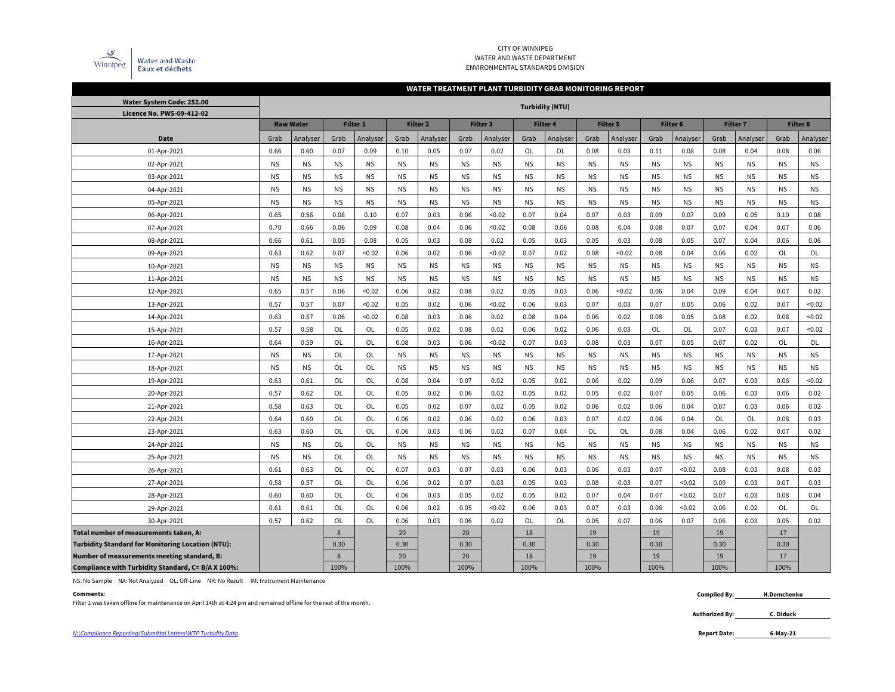CITY OF WINNIPEG
WATER AND WASTE DEPARTMENT
ENVIRONMENTAL STANDARDS DIVISION

Winnipeg | Water and Waste / Eaux et déchets

## WATER TREATMENT PLANT TURBIDITY GRAB MONITORING REPORT

Water System Code: 252.00
Licence No. PWS-09-412-02

| | Turbidity (NTU) | | | | | | | | | | | | | | | | | |
|---|---|---|---|---|---|---|---|---|---|---|---|---|---|---|---|---|---|---|
| | Raw Water | | Filter 1 | | Filter 2 | | Filter 3 | | Filter 4 | | Filter 5 | | Filter 6 | | Filter 7 | | Filter 8 | |
| Date | Grab | Analyser | Grab | Analyser | Grab | Analyser | Grab | Analyser | Grab | Analyser | Grab | Analyser | Grab | Analyser | Grab | Analyser | Grab | Analyser |
| 01-Apr-2021 | 0.66 | 0.60 | 0.07 | 0.09 | 0.10 | 0.05 | 0.07 | 0.02 | OL | OL | 0.08 | 0.03 | 0.11 | 0.08 | 0.08 | 0.04 | 0.08 | 0.06 |
| 02-Apr-2021 | NS | NS | NS | NS | NS | NS | NS | NS | NS | NS | NS | NS | NS | NS | NS | NS | NS | NS |
| 03-Apr-2021 | NS | NS | NS | NS | NS | NS | NS | NS | NS | NS | NS | NS | NS | NS | NS | NS | NS | NS |
| 04-Apr-2021 | NS | NS | NS | NS | NS | NS | NS | NS | NS | NS | NS | NS | NS | NS | NS | NS | NS | NS |
| 05-Apr-2021 | NS | NS | NS | NS | NS | NS | NS | NS | NS | NS | NS | NS | NS | NS | NS | NS | NS | NS |
| 06-Apr-2021 | 0.65 | 0.56 | 0.08 | 0.10 | 0.07 | 0.03 | 0.06 | <0.02 | 0.07 | 0.04 | 0.07 | 0.03 | 0.09 | 0.07 | 0.09 | 0.05 | 0.10 | 0.08 |
| 07-Apr-2021 | 0.70 | 0.66 | 0.06 | 0.09 | 0.08 | 0.04 | 0.06 | <0.02 | 0.08 | 0.06 | 0.08 | 0.04 | 0.08 | 0.07 | 0.07 | 0.04 | 0.07 | 0.06 |
| 08-Apr-2021 | 0.66 | 0.61 | 0.05 | 0.08 | 0.05 | 0.03 | 0.08 | 0.02 | 0.05 | 0.03 | 0.05 | 0.03 | 0.08 | 0.05 | 0.07 | 0.04 | 0.06 | 0.06 |
| 09-Apr-2021 | 0.63 | 0.62 | 0.07 | <0.02 | 0.06 | 0.02 | 0.06 | <0.02 | 0.07 | 0.02 | 0.08 | <0.02 | 0.08 | 0.04 | 0.06 | 0.02 | OL | OL |
| 10-Apr-2021 | NS | NS | NS | NS | NS | NS | NS | NS | NS | NS | NS | NS | NS | NS | NS | NS | NS | NS |
| 11-Apr-2021 | NS | NS | NS | NS | NS | NS | NS | NS | NS | NS | NS | NS | NS | NS | NS | NS | NS | NS |
| 12-Apr-2021 | 0.65 | 0.57 | 0.06 | <0.02 | 0.06 | 0.02 | 0.08 | 0.02 | 0.05 | 0.03 | 0.06 | <0.02 | 0.06 | 0.04 | 0.09 | 0.04 | 0.07 | 0.02 |
| 13-Apr-2021 | 0.57 | 0.57 | 0.07 | <0.02 | 0.05 | 0.02 | 0.06 | <0.02 | 0.06 | 0.03 | 0.07 | 0.03 | 0.07 | 0.05 | 0.06 | 0.02 | 0.07 | <0.02 |
| 14-Apr-2021 | 0.63 | 0.57 | 0.06 | <0.02 | 0.08 | 0.03 | 0.06 | 0.02 | 0.08 | 0.04 | 0.06 | 0.02 | 0.08 | 0.05 | 0.08 | 0.02 | 0.08 | <0.02 |
| 15-Apr-2021 | 0.57 | 0.58 | OL | OL | 0.05 | 0.02 | 0.08 | 0.02 | 0.06 | 0.02 | 0.06 | 0.03 | OL | OL | 0.07 | 0.03 | 0.07 | <0.02 |
| 16-Apr-2021 | 0.64 | 0.59 | OL | OL | 0.08 | 0.03 | 0.06 | <0.02 | 0.07 | 0.03 | 0.08 | 0.03 | 0.07 | 0.05 | 0.07 | 0.02 | OL | OL |
| 17-Apr-2021 | NS | NS | OL | OL | NS | NS | NS | NS | NS | NS | NS | NS | NS | NS | NS | NS | NS | NS |
| 18-Apr-2021 | NS | NS | OL | OL | NS | NS | NS | NS | NS | NS | NS | NS | NS | NS | NS | NS | NS | NS |
| 19-Apr-2021 | 0.63 | 0.61 | OL | OL | 0.08 | 0.04 | 0.07 | 0.02 | 0.05 | 0.02 | 0.06 | 0.02 | 0.09 | 0.06 | 0.07 | 0.03 | 0.06 | <0.02 |
| 20-Apr-2021 | 0.57 | 0.62 | OL | OL | 0.05 | 0.02 | 0.06 | 0.02 | 0.05 | 0.02 | 0.05 | 0.02 | 0.07 | 0.05 | 0.06 | 0.03 | 0.06 | 0.02 |
| 21-Apr-2021 | 0.58 | 0.63 | OL | OL | 0.05 | 0.02 | 0.07 | 0.02 | 0.05 | 0.02 | 0.06 | 0.02 | 0.06 | 0.04 | 0.07 | 0.03 | 0.06 | 0.02 |
| 22-Apr-2021 | 0.64 | 0.60 | OL | OL | 0.06 | 0.02 | 0.06 | 0.02 | 0.06 | 0.03 | 0.07 | 0.02 | 0.06 | 0.04 | OL | OL | 0.08 | 0.03 |
| 23-Apr-2021 | 0.63 | 0.60 | OL | OL | 0.06 | 0.03 | 0.06 | 0.02 | 0.07 | 0.04 | OL | OL | 0.08 | 0.04 | 0.06 | 0.02 | 0.07 | 0.02 |
| 24-Apr-2021 | NS | NS | OL | OL | NS | NS | NS | NS | NS | NS | NS | NS | NS | NS | NS | NS | NS | NS |
| 25-Apr-2021 | NS | NS | OL | OL | NS | NS | NS | NS | NS | NS | NS | NS | NS | NS | NS | NS | NS | NS |
| 26-Apr-2021 | 0.61 | 0.63 | OL | OL | 0.07 | 0.03 | 0.07 | 0.03 | 0.06 | 0.03 | 0.06 | 0.03 | 0.07 | <0.02 | 0.08 | 0.03 | 0.08 | 0.03 |
| 27-Apr-2021 | 0.58 | 0.57 | OL | OL | 0.06 | 0.02 | 0.07 | 0.03 | 0.05 | 0.03 | 0.08 | 0.03 | 0.07 | <0.02 | 0.09 | 0.03 | 0.07 | 0.03 |
| 28-Apr-2021 | 0.60 | 0.60 | OL | OL | 0.06 | 0.03 | 0.05 | 0.02 | 0.05 | 0.02 | 0.07 | 0.04 | 0.07 | <0.02 | 0.07 | 0.03 | 0.08 | 0.04 |
| 29-Apr-2021 | 0.61 | 0.61 | OL | OL | 0.06 | 0.02 | 0.05 | <0.02 | 0.06 | 0.03 | 0.07 | 0.03 | 0.06 | <0.02 | 0.06 | 0.02 | OL | OL |
| 30-Apr-2021 | 0.57 | 0.62 | OL | OL | 0.06 | 0.03 | 0.06 | 0.02 | OL | OL | 0.05 | 0.07 | 0.06 | 0.07 | 0.06 | 0.03 | 0.05 | 0.02 |
| **Total number of measurements taken, A:** | | | 8 | | 20 | | 20 | | 18 | | 19 | | 19 | | 19 | | 17 | |
| **Turbidity Standard for Monitoring Location (NTU):** | | | 0.30 | | 0.30 | | 0.30 | | 0.30 | | 0.30 | | 0.30 | | 0.30 | | 0.30 | |
| **Number of measurements meeting standard, B:** | | | 8 | | 20 | | 20 | | 18 | | 19 | | 19 | | 19 | | 17 | |
| **Compliance with Turbidity Standard, C= B/A X 100%:** | | | 100% | | 100% | | 100% | | 100% | | 100% | | 100% | | 100% | | 100% | |

NS: No Sample NA: Not Analyzed OL: Off-Line NR: No Result IM: Instrument Maintenance

**Comments:**
Filter 1 was taken offline for maintenance on April 14th at 4:24 pm and remained offline for the rest of the month.

**Compiled By:** H.Demchenko

**Authorized By:** C. Diduck

**Report Date:** 6-May-21

*N:\Compliance Reporting\Submittal Letters\WTP Turbidity Data*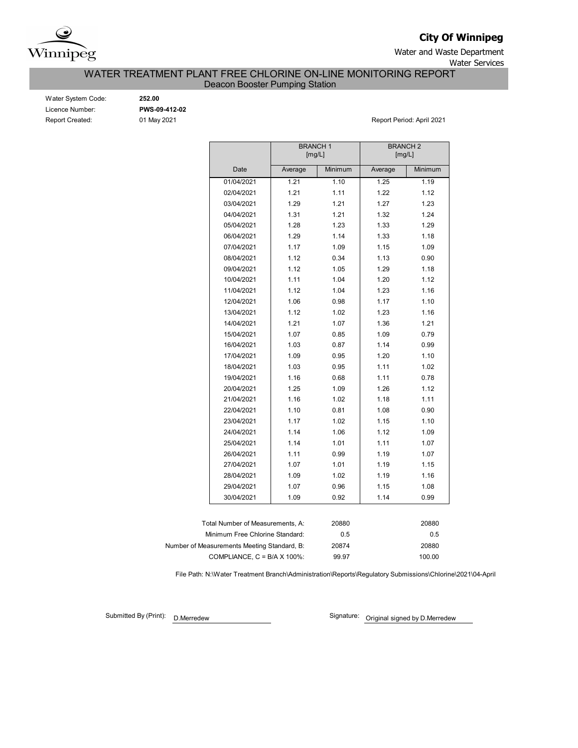**City Of Winnipeg**

Water and Waste Department

Water Services

# WATER TREATMENT PLANT FREE CHLORINE ON-LINE MONITORING REPORT

## Deacon Booster Pumping Station

Water System Code: **252.00**

Licence Number: **PWS-09-412-02**

Report Created: 01 May 2021

Report Period: April 2021

| | BRANCH 1 [mg/L] | | BRANCH 2 [mg/L] | |
|---|---|---|---|---|
| Date | Average | Minimum | Average | Minimum |
| 01/04/2021 | 1.21 | 1.10 | 1.25 | 1.19 |
| 02/04/2021 | 1.21 | 1.11 | 1.22 | 1.12 |
| 03/04/2021 | 1.29 | 1.21 | 1.27 | 1.23 |
| 04/04/2021 | 1.31 | 1.21 | 1.32 | 1.24 |
| 05/04/2021 | 1.28 | 1.23 | 1.33 | 1.29 |
| 06/04/2021 | 1.29 | 1.14 | 1.33 | 1.18 |
| 07/04/2021 | 1.17 | 1.09 | 1.15 | 1.09 |
| 08/04/2021 | 1.12 | 0.34 | 1.13 | 0.90 |
| 09/04/2021 | 1.12 | 1.05 | 1.29 | 1.18 |
| 10/04/2021 | 1.11 | 1.04 | 1.20 | 1.12 |
| 11/04/2021 | 1.12 | 1.04 | 1.23 | 1.16 |
| 12/04/2021 | 1.06 | 0.98 | 1.17 | 1.10 |
| 13/04/2021 | 1.12 | 1.02 | 1.23 | 1.16 |
| 14/04/2021 | 1.21 | 1.07 | 1.36 | 1.21 |
| 15/04/2021 | 1.07 | 0.85 | 1.09 | 0.79 |
| 16/04/2021 | 1.03 | 0.87 | 1.14 | 0.99 |
| 17/04/2021 | 1.09 | 0.95 | 1.20 | 1.10 |
| 18/04/2021 | 1.03 | 0.95 | 1.11 | 1.02 |
| 19/04/2021 | 1.16 | 0.68 | 1.11 | 0.78 |
| 20/04/2021 | 1.25 | 1.09 | 1.26 | 1.12 |
| 21/04/2021 | 1.16 | 1.02 | 1.18 | 1.11 |
| 22/04/2021 | 1.10 | 0.81 | 1.08 | 0.90 |
| 23/04/2021 | 1.17 | 1.02 | 1.15 | 1.10 |
| 24/04/2021 | 1.14 | 1.06 | 1.12 | 1.09 |
| 25/04/2021 | 1.14 | 1.01 | 1.11 | 1.07 |
| 26/04/2021 | 1.11 | 0.99 | 1.19 | 1.07 |
| 27/04/2021 | 1.07 | 1.01 | 1.19 | 1.15 |
| 28/04/2021 | 1.09 | 1.02 | 1.19 | 1.16 |
| 29/04/2021 | 1.07 | 0.96 | 1.15 | 1.08 |
| 30/04/2021 | 1.09 | 0.92 | 1.14 | 0.99 |

| | Branch 1 | Branch 2 |
|---|---|---|
| Total Number of Measurements, A: | 20880 | 20880 |
| Minimum Free Chlorine Standard: | 0.5 | 0.5 |
| Number of Measurements Meeting Standard, B: | 20874 | 20880 |
| COMPLIANCE, C = B/A X 100%: | 99.97 | 100.00 |

File Path: N:\Water Treatment Branch\Administration\Reports\Regulatory Submissions\Chlorine\2021\04-April

Submitted By (Print): D.Merredew

Signature: Original signed by D.Merredew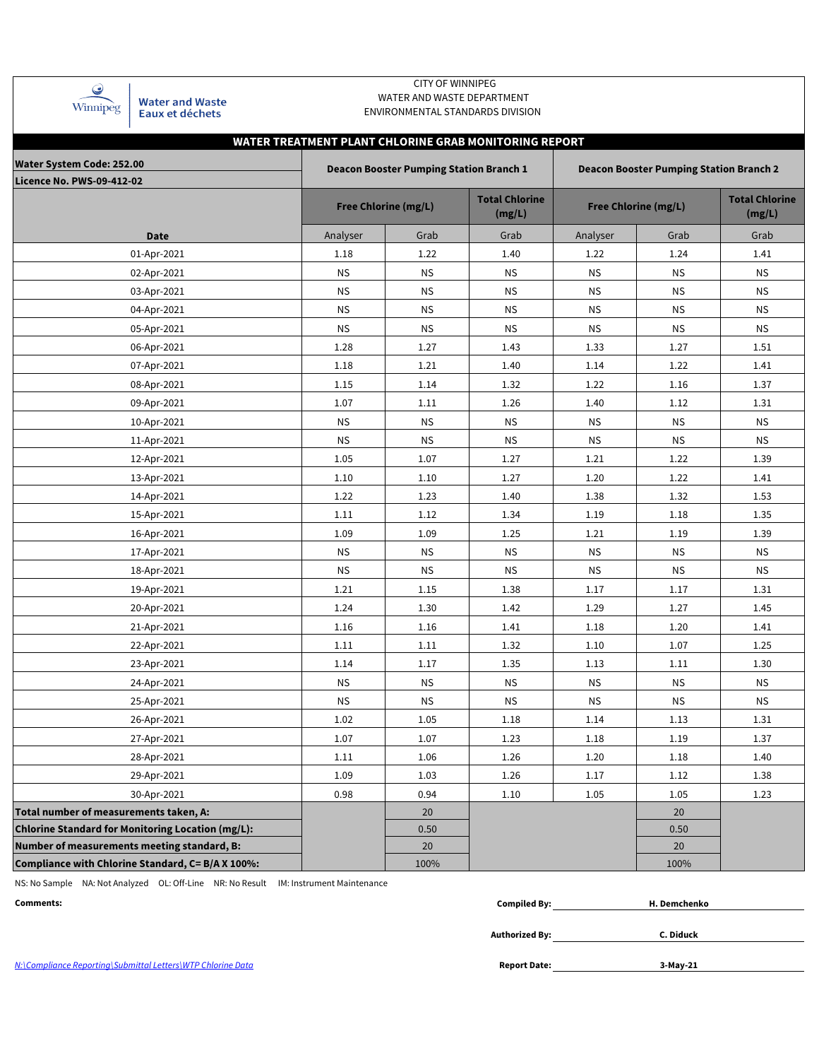CITY OF WINNIPEG
WATER AND WASTE DEPARTMENT
ENVIRONMENTAL STANDARDS DIVISION

Winnipeg | Water and Waste | Eaux et déchets

## WATER TREATMENT PLANT CHLORINE GRAB MONITORING REPORT

| Water System Code: 252.00<br>Licence No. PWS-09-412-02 | Deacon Booster Pumping Station Branch 1 | | | Deacon Booster Pumping Station Branch 2 | | |
|---|---|---|---|---|---|---|
| | Free Chlorine (mg/L) | | Total Chlorine (mg/L) | Free Chlorine (mg/L) | | Total Chlorine (mg/L) |
| Date | Analyser | Grab | Grab | Analyser | Grab | Grab |
| 01-Apr-2021 | 1.18 | 1.22 | 1.40 | 1.22 | 1.24 | 1.41 |
| 02-Apr-2021 | NS | NS | NS | NS | NS | NS |
| 03-Apr-2021 | NS | NS | NS | NS | NS | NS |
| 04-Apr-2021 | NS | NS | NS | NS | NS | NS |
| 05-Apr-2021 | NS | NS | NS | NS | NS | NS |
| 06-Apr-2021 | 1.28 | 1.27 | 1.43 | 1.33 | 1.27 | 1.51 |
| 07-Apr-2021 | 1.18 | 1.21 | 1.40 | 1.14 | 1.22 | 1.41 |
| 08-Apr-2021 | 1.15 | 1.14 | 1.32 | 1.22 | 1.16 | 1.37 |
| 09-Apr-2021 | 1.07 | 1.11 | 1.26 | 1.40 | 1.12 | 1.31 |
| 10-Apr-2021 | NS | NS | NS | NS | NS | NS |
| 11-Apr-2021 | NS | NS | NS | NS | NS | NS |
| 12-Apr-2021 | 1.05 | 1.07 | 1.27 | 1.21 | 1.22 | 1.39 |
| 13-Apr-2021 | 1.10 | 1.10 | 1.27 | 1.20 | 1.22 | 1.41 |
| 14-Apr-2021 | 1.22 | 1.23 | 1.40 | 1.38 | 1.32 | 1.53 |
| 15-Apr-2021 | 1.11 | 1.12 | 1.34 | 1.19 | 1.18 | 1.35 |
| 16-Apr-2021 | 1.09 | 1.09 | 1.25 | 1.21 | 1.19 | 1.39 |
| 17-Apr-2021 | NS | NS | NS | NS | NS | NS |
| 18-Apr-2021 | NS | NS | NS | NS | NS | NS |
| 19-Apr-2021 | 1.21 | 1.15 | 1.38 | 1.17 | 1.17 | 1.31 |
| 20-Apr-2021 | 1.24 | 1.30 | 1.42 | 1.29 | 1.27 | 1.45 |
| 21-Apr-2021 | 1.16 | 1.16 | 1.41 | 1.18 | 1.20 | 1.41 |
| 22-Apr-2021 | 1.11 | 1.11 | 1.32 | 1.10 | 1.07 | 1.25 |
| 23-Apr-2021 | 1.14 | 1.17 | 1.35 | 1.13 | 1.11 | 1.30 |
| 24-Apr-2021 | NS | NS | NS | NS | NS | NS |
| 25-Apr-2021 | NS | NS | NS | NS | NS | NS |
| 26-Apr-2021 | 1.02 | 1.05 | 1.18 | 1.14 | 1.13 | 1.31 |
| 27-Apr-2021 | 1.07 | 1.07 | 1.23 | 1.18 | 1.19 | 1.37 |
| 28-Apr-2021 | 1.11 | 1.06 | 1.26 | 1.20 | 1.18 | 1.40 |
| 29-Apr-2021 | 1.09 | 1.03 | 1.26 | 1.17 | 1.12 | 1.38 |
| 30-Apr-2021 | 0.98 | 0.94 | 1.10 | 1.05 | 1.05 | 1.23 |
| **Total number of measurements taken, A:** | | 20 | | | 20 | |
| **Chlorine Standard for Monitoring Location (mg/L):** | | 0.50 | | | 0.50 | |
| **Number of measurements meeting standard, B:** | | 20 | | | 20 | |
| **Compliance with Chlorine Standard, C= B/A X 100%:** | | 100% | | | 100% | |

NS: No Sample  NA: Not Analyzed  OL: Off-Line  NR: No Result  IM: Instrument Maintenance

**Comments:**

**Compiled By:** H. Demchenko

**Authorized By:** C. Diduck

**Report Date:** 3-May-21

N:\Compliance Reporting\Submittal Letters\WTP Chlorine Data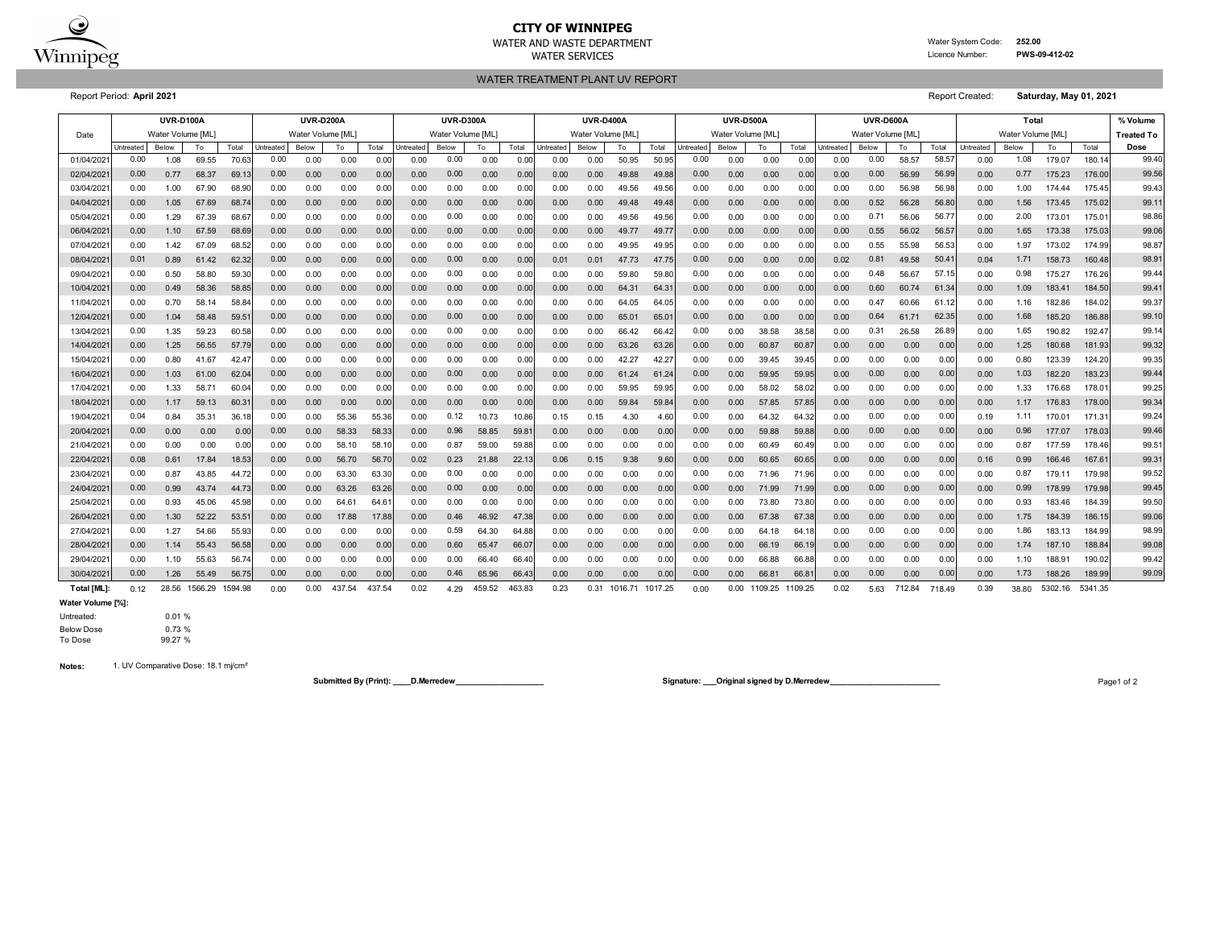**CITY OF WINNIPEG**

WATER AND WASTE DEPARTMENT

WATER SERVICES

Water System Code: **252.00**

Licence Number: **PWS-09-412-02**

WATER TREATMENT PLANT UV REPORT

Report Period: **April 2021**

Report Created: **Saturday, May 01, 2021**

| Date | UVR-D100A Water Volume [ML] | | | | UVR-D200A Water Volume [ML] | | | | UVR-D300A Water Volume [ML] | | | | UVR-D400A Water Volume [ML] | | | | UVR-D500A Water Volume [ML] | | | | UVR-D600A Water Volume [ML] | | | | Total Water Volume [ML] | | | | % Volume Treated To Dose |
|---|---|---|---|---|---|---|---|---|---|---|---|---|---|---|---|---|---|---|---|---|---|---|---|---|---|---|---|---|---|
| | Untreated | Below | To | Total | Untreated | Below | To | Total | Untreated | Below | To | Total | Untreated | Below | To | Total | Untreated | Below | To | Total | Untreated | Below | To | Total | Untreated | Below | To | Total | |
| 01/04/2021 | 0.00 | 1.08 | 69.55 | 70.63 | 0.00 | 0.00 | 0.00 | 0.00 | 0.00 | 0.00 | 0.00 | 0.00 | 0.00 | 0.00 | 50.95 | 50.95 | 0.00 | 0.00 | 0.00 | 0.00 | 0.00 | 0.00 | 58.57 | 58.57 | 0.00 | 1.08 | 179.07 | 180.14 | 99.40 |
| 02/04/2021 | 0.00 | 0.77 | 68.37 | 69.13 | 0.00 | 0.00 | 0.00 | 0.00 | 0.00 | 0.00 | 0.00 | 0.00 | 0.00 | 0.00 | 49.88 | 49.88 | 0.00 | 0.00 | 0.00 | 0.00 | 0.00 | 0.00 | 56.99 | 56.99 | 0.00 | 0.77 | 175.23 | 176.00 | 99.56 |
| 03/04/2021 | 0.00 | 1.00 | 67.90 | 68.90 | 0.00 | 0.00 | 0.00 | 0.00 | 0.00 | 0.00 | 0.00 | 0.00 | 0.00 | 0.00 | 49.56 | 49.56 | 0.00 | 0.00 | 0.00 | 0.00 | 0.00 | 0.00 | 56.98 | 56.98 | 0.00 | 1.00 | 174.44 | 175.45 | 99.43 |
| 04/04/2021 | 0.00 | 1.05 | 67.69 | 68.74 | 0.00 | 0.00 | 0.00 | 0.00 | 0.00 | 0.00 | 0.00 | 0.00 | 0.00 | 0.00 | 49.48 | 49.48 | 0.00 | 0.00 | 0.00 | 0.00 | 0.00 | 0.52 | 56.28 | 56.80 | 0.00 | 1.56 | 173.45 | 175.02 | 99.11 |
| 05/04/2021 | 0.00 | 1.29 | 67.39 | 68.67 | 0.00 | 0.00 | 0.00 | 0.00 | 0.00 | 0.00 | 0.00 | 0.00 | 0.00 | 0.00 | 49.56 | 49.56 | 0.00 | 0.00 | 0.00 | 0.00 | 0.00 | 0.71 | 56.06 | 56.77 | 0.00 | 2.00 | 173.01 | 175.01 | 98.86 |
| 06/04/2021 | 0.00 | 1.10 | 67.59 | 68.69 | 0.00 | 0.00 | 0.00 | 0.00 | 0.00 | 0.00 | 0.00 | 0.00 | 0.00 | 0.00 | 49.77 | 49.77 | 0.00 | 0.00 | 0.00 | 0.00 | 0.00 | 0.55 | 56.02 | 56.57 | 0.00 | 1.65 | 173.38 | 175.03 | 99.06 |
| 07/04/2021 | 0.00 | 1.42 | 67.09 | 68.52 | 0.00 | 0.00 | 0.00 | 0.00 | 0.00 | 0.00 | 0.00 | 0.00 | 0.00 | 0.00 | 49.95 | 49.95 | 0.00 | 0.00 | 0.00 | 0.00 | 0.00 | 0.55 | 55.98 | 56.53 | 0.00 | 1.97 | 173.02 | 174.99 | 98.87 |
| 08/04/2021 | 0.01 | 0.89 | 61.42 | 62.32 | 0.00 | 0.00 | 0.00 | 0.00 | 0.00 | 0.00 | 0.00 | 0.00 | 0.01 | 0.01 | 47.73 | 47.75 | 0.00 | 0.00 | 0.00 | 0.00 | 0.02 | 0.81 | 49.58 | 50.41 | 0.04 | 1.71 | 158.73 | 160.48 | 98.91 |
| 09/04/2021 | 0.00 | 0.50 | 58.80 | 59.30 | 0.00 | 0.00 | 0.00 | 0.00 | 0.00 | 0.00 | 0.00 | 0.00 | 0.00 | 0.00 | 59.80 | 59.80 | 0.00 | 0.00 | 0.00 | 0.00 | 0.00 | 0.48 | 56.67 | 57.15 | 0.00 | 0.98 | 175.27 | 176.26 | 99.44 |
| 10/04/2021 | 0.00 | 0.49 | 58.36 | 58.85 | 0.00 | 0.00 | 0.00 | 0.00 | 0.00 | 0.00 | 0.00 | 0.00 | 0.00 | 0.00 | 64.31 | 64.31 | 0.00 | 0.00 | 0.00 | 0.00 | 0.00 | 0.60 | 60.74 | 61.34 | 0.00 | 1.09 | 183.41 | 184.50 | 99.41 |
| 11/04/2021 | 0.00 | 0.70 | 58.14 | 58.84 | 0.00 | 0.00 | 0.00 | 0.00 | 0.00 | 0.00 | 0.00 | 0.00 | 0.00 | 0.00 | 64.05 | 64.05 | 0.00 | 0.00 | 0.00 | 0.00 | 0.00 | 0.47 | 60.66 | 61.12 | 0.00 | 1.16 | 182.86 | 184.02 | 99.37 |
| 12/04/2021 | 0.00 | 1.04 | 58.48 | 59.51 | 0.00 | 0.00 | 0.00 | 0.00 | 0.00 | 0.00 | 0.00 | 0.00 | 0.00 | 0.00 | 65.01 | 65.01 | 0.00 | 0.00 | 0.00 | 0.00 | 0.00 | 0.64 | 61.71 | 62.35 | 0.00 | 1.68 | 185.20 | 186.88 | 99.10 |
| 13/04/2021 | 0.00 | 1.35 | 59.23 | 60.58 | 0.00 | 0.00 | 0.00 | 0.00 | 0.00 | 0.00 | 0.00 | 0.00 | 0.00 | 0.00 | 66.42 | 66.42 | 0.00 | 0.00 | 38.58 | 38.58 | 0.00 | 0.31 | 26.58 | 26.89 | 0.00 | 1.65 | 190.82 | 192.47 | 99.14 |
| 14/04/2021 | 0.00 | 1.25 | 56.55 | 57.79 | 0.00 | 0.00 | 0.00 | 0.00 | 0.00 | 0.00 | 0.00 | 0.00 | 0.00 | 0.00 | 63.26 | 63.26 | 0.00 | 0.00 | 60.87 | 60.87 | 0.00 | 0.00 | 0.00 | 0.00 | 0.00 | 1.25 | 180.68 | 181.93 | 99.32 |
| 15/04/2021 | 0.00 | 0.80 | 41.67 | 42.47 | 0.00 | 0.00 | 0.00 | 0.00 | 0.00 | 0.00 | 0.00 | 0.00 | 0.00 | 0.00 | 42.27 | 42.27 | 0.00 | 0.00 | 39.45 | 39.45 | 0.00 | 0.00 | 0.00 | 0.00 | 0.00 | 0.80 | 123.39 | 124.20 | 99.35 |
| 16/04/2021 | 0.00 | 1.03 | 61.00 | 62.04 | 0.00 | 0.00 | 0.00 | 0.00 | 0.00 | 0.00 | 0.00 | 0.00 | 0.00 | 0.00 | 61.24 | 61.24 | 0.00 | 0.00 | 59.95 | 59.95 | 0.00 | 0.00 | 0.00 | 0.00 | 0.00 | 1.03 | 182.20 | 183.23 | 99.44 |
| 17/04/2021 | 0.00 | 1.33 | 58.71 | 60.04 | 0.00 | 0.00 | 0.00 | 0.00 | 0.00 | 0.00 | 0.00 | 0.00 | 0.00 | 0.00 | 59.95 | 59.95 | 0.00 | 0.00 | 58.02 | 58.02 | 0.00 | 0.00 | 0.00 | 0.00 | 0.00 | 1.33 | 176.68 | 178.01 | 99.25 |
| 18/04/2021 | 0.00 | 1.17 | 59.13 | 60.31 | 0.00 | 0.00 | 0.00 | 0.00 | 0.00 | 0.00 | 0.00 | 0.00 | 0.00 | 0.00 | 59.84 | 59.84 | 0.00 | 0.00 | 57.85 | 57.85 | 0.00 | 0.00 | 0.00 | 0.00 | 0.00 | 1.17 | 176.83 | 178.00 | 99.34 |
| 19/04/2021 | 0.04 | 0.84 | 35.31 | 36.18 | 0.00 | 0.00 | 55.36 | 55.36 | 0.00 | 0.12 | 10.73 | 10.86 | 0.15 | 0.15 | 4.30 | 4.60 | 0.00 | 0.00 | 64.32 | 64.32 | 0.00 | 0.00 | 0.00 | 0.00 | 0.19 | 1.11 | 170.01 | 171.31 | 99.24 |
| 20/04/2021 | 0.00 | 0.00 | 0.00 | 0.00 | 0.00 | 0.00 | 58.33 | 58.33 | 0.00 | 0.96 | 58.85 | 59.81 | 0.00 | 0.00 | 0.00 | 0.00 | 0.00 | 0.00 | 59.88 | 59.88 | 0.00 | 0.00 | 0.00 | 0.00 | 0.00 | 0.96 | 177.07 | 178.03 | 99.46 |
| 21/04/2021 | 0.00 | 0.00 | 0.00 | 0.00 | 0.00 | 0.00 | 58.10 | 58.10 | 0.00 | 0.87 | 59.00 | 59.88 | 0.00 | 0.00 | 0.00 | 0.00 | 0.00 | 0.00 | 60.49 | 60.49 | 0.00 | 0.00 | 0.00 | 0.00 | 0.00 | 0.87 | 177.59 | 178.46 | 99.51 |
| 22/04/2021 | 0.08 | 0.61 | 17.84 | 18.53 | 0.00 | 0.00 | 56.70 | 56.70 | 0.02 | 0.23 | 21.88 | 22.13 | 0.06 | 0.15 | 9.38 | 9.60 | 0.00 | 0.00 | 60.65 | 60.65 | 0.00 | 0.00 | 0.00 | 0.00 | 0.16 | 0.99 | 166.46 | 167.61 | 99.31 |
| 23/04/2021 | 0.00 | 0.87 | 43.85 | 44.72 | 0.00 | 0.00 | 63.30 | 63.30 | 0.00 | 0.00 | 0.00 | 0.00 | 0.00 | 0.00 | 0.00 | 0.00 | 0.00 | 0.00 | 71.96 | 71.96 | 0.00 | 0.00 | 0.00 | 0.00 | 0.00 | 0.87 | 179.11 | 179.98 | 99.52 |
| 24/04/2021 | 0.00 | 0.99 | 43.74 | 44.73 | 0.00 | 0.00 | 63.26 | 63.26 | 0.00 | 0.00 | 0.00 | 0.00 | 0.00 | 0.00 | 0.00 | 0.00 | 0.00 | 0.00 | 71.99 | 71.99 | 0.00 | 0.00 | 0.00 | 0.00 | 0.00 | 0.99 | 178.99 | 179.98 | 99.45 |
| 25/04/2021 | 0.00 | 0.93 | 45.06 | 45.98 | 0.00 | 0.00 | 64.61 | 64.61 | 0.00 | 0.00 | 0.00 | 0.00 | 0.00 | 0.00 | 0.00 | 0.00 | 0.00 | 0.00 | 73.80 | 73.80 | 0.00 | 0.00 | 0.00 | 0.00 | 0.00 | 0.93 | 183.46 | 184.39 | 99.50 |
| 26/04/2021 | 0.00 | 1.30 | 52.22 | 53.51 | 0.00 | 0.00 | 17.88 | 17.88 | 0.00 | 0.46 | 46.92 | 47.38 | 0.00 | 0.00 | 0.00 | 0.00 | 0.00 | 0.00 | 67.38 | 67.38 | 0.00 | 0.00 | 0.00 | 0.00 | 0.00 | 1.75 | 184.39 | 186.15 | 99.06 |
| 27/04/2021 | 0.00 | 1.27 | 54.66 | 55.93 | 0.00 | 0.00 | 0.00 | 0.00 | 0.00 | 0.59 | 64.30 | 64.88 | 0.00 | 0.00 | 0.00 | 0.00 | 0.00 | 0.00 | 64.18 | 64.18 | 0.00 | 0.00 | 0.00 | 0.00 | 0.00 | 1.86 | 183.13 | 184.99 | 98.99 |
| 28/04/2021 | 0.00 | 1.14 | 55.43 | 56.58 | 0.00 | 0.00 | 0.00 | 0.00 | 0.00 | 0.60 | 65.47 | 66.07 | 0.00 | 0.00 | 0.00 | 0.00 | 0.00 | 0.00 | 66.19 | 66.19 | 0.00 | 0.00 | 0.00 | 0.00 | 0.00 | 1.74 | 187.10 | 188.84 | 99.08 |
| 29/04/2021 | 0.00 | 1.10 | 55.63 | 56.74 | 0.00 | 0.00 | 0.00 | 0.00 | 0.00 | 0.00 | 66.40 | 66.40 | 0.00 | 0.00 | 0.00 | 0.00 | 0.00 | 0.00 | 66.88 | 66.88 | 0.00 | 0.00 | 0.00 | 0.00 | 0.00 | 1.10 | 188.91 | 190.02 | 99.42 |
| 30/04/2021 | 0.00 | 1.26 | 55.49 | 56.75 | 0.00 | 0.00 | 0.00 | 0.00 | 0.00 | 0.46 | 65.96 | 66.43 | 0.00 | 0.00 | 0.00 | 0.00 | 0.00 | 0.00 | 66.81 | 66.81 | 0.00 | 0.00 | 0.00 | 0.00 | 0.00 | 1.73 | 188.26 | 189.99 | 99.09 |
| **Total [ML]:** | 0.12 | 28.56 | 1566.29 | 1594.98 | 0.00 | 0.00 | 437.54 | 437.54 | 0.02 | 4.29 | 459.52 | 463.83 | 0.23 | 0.31 | 1016.71 | 1017.25 | 0.00 | 0.00 | 1109.25 | 1109.25 | 0.02 | 5.63 | 712.84 | 718.49 | 0.39 | 38.80 | 5302.16 | 5341.35 | |

**Water Volume [%]:**

| | |
|---|---|
| Untreated: | 0.01 % |
| Below Dose | 0.73 % |
| To Dose | 99.27 % |

**Notes:** 1. UV Comparative Dose: 18.1 mj/cm²

**Submitted By (Print): ____D.Merredew____________________**

**Signature: ___Original signed by D.Merredew_________________________**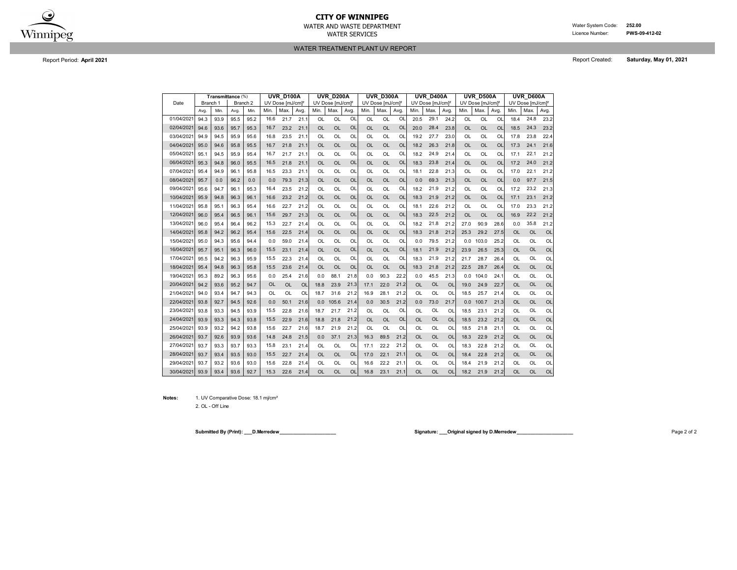# CITY OF WINNIPEG

WATER AND WASTE DEPARTMENT

WATER SERVICES

Water System Code: **252.00**

Licence Number: **PWS-09-412-02**

## WATER TREATMENT PLANT UV REPORT

Report Period: **April 2021**

Report Created: **Saturday, May 01, 2021**

| Date | Transmittance (%) | | | | UVR_D100A | | | UVR_D200A | | | UVR_D300A | | | UVR_D400A | | | UVR_D500A | | | UVR_D600A | | |
|---|---|---|---|---|---|---|---|---|---|---|---|---|---|---|---|---|---|---|---|---|---|---|
| | Branch 1 | | Branch 2 | | UV Dose [mJ/cm]² | | | UV Dose [mJ/cm]² | | | UV Dose [mJ/cm]² | | | UV Dose [mJ/cm]² | | | UV Dose [mJ/cm]² | | | UV Dose [mJ/cm]² | | |
| | Avg. | Min. | Avg. | Min. | Min. | Max. | Avg. | Min. | Max. | Avg. | Min. | Max. | Avg. | Min. | Max. | Avg. | Min. | Max. | Avg. | Min. | Max. | Avg. |
| 01/04/2021 | 94.3 | 93.9 | 95.5 | 95.2 | 16.6 | 21.7 | 21.1 | OL | OL | OL | OL | OL | OL | 20.5 | 29.1 | 24.2 | OL | OL | OL | 18.4 | 24.8 | 23.2 |
| 02/04/2021 | 94.6 | 93.6 | 95.7 | 95.3 | 16.7 | 23.2 | 21.1 | OL | OL | OL | OL | OL | OL | 20.0 | 28.4 | 23.8 | OL | OL | OL | 18.5 | 24.3 | 23.2 |
| 03/04/2021 | 94.9 | 94.5 | 95.9 | 95.6 | 16.8 | 23.5 | 21.1 | OL | OL | OL | OL | OL | OL | 19.2 | 27.7 | 23.0 | OL | OL | OL | 17.8 | 23.8 | 22.4 |
| 04/04/2021 | 95.0 | 94.6 | 95.8 | 95.5 | 16.7 | 21.8 | 21.1 | OL | OL | OL | OL | OL | OL | 18.2 | 26.3 | 21.8 | OL | OL | OL | 17.3 | 24.1 | 21.6 |
| 05/04/2021 | 95.1 | 94.5 | 95.9 | 95.4 | 16.7 | 21.7 | 21.1 | OL | OL | OL | OL | OL | OL | 18.2 | 24.9 | 21.4 | OL | OL | OL | 17.1 | 22.1 | 21.2 |
| 06/04/2021 | 95.3 | 94.8 | 96.0 | 95.5 | 16.5 | 21.8 | 21.1 | OL | OL | OL | OL | OL | OL | 18.3 | 23.8 | 21.4 | OL | OL | OL | 17.2 | 24.0 | 21.2 |
| 07/04/2021 | 95.4 | 94.9 | 96.1 | 95.8 | 16.5 | 23.3 | 21.1 | OL | OL | OL | OL | OL | OL | 18.1 | 22.8 | 21.3 | OL | OL | OL | 17.0 | 22.1 | 21.2 |
| 08/04/2021 | 95.7 | 0.0 | 96.2 | 0.0 | 0.0 | 79.3 | 21.3 | OL | OL | OL | OL | OL | OL | 0.0 | 69.3 | 21.3 | OL | OL | OL | 0.0 | 97.7 | 21.5 |
| 09/04/2021 | 95.6 | 94.7 | 96.1 | 95.3 | 16.4 | 23.5 | 21.2 | OL | OL | OL | OL | OL | OL | 18.2 | 21.9 | 21.2 | OL | OL | OL | 17.2 | 23.2 | 21.3 |
| 10/04/2021 | 95.9 | 94.8 | 96.3 | 96.1 | 16.6 | 23.2 | 21.2 | OL | OL | OL | OL | OL | OL | 18.3 | 21.9 | 21.2 | OL | OL | OL | 17.1 | 23.1 | 21.2 |
| 11/04/2021 | 95.8 | 95.1 | 96.3 | 95.4 | 16.6 | 22.7 | 21.2 | OL | OL | OL | OL | OL | OL | 18.1 | 22.6 | 21.2 | OL | OL | OL | 17.0 | 23.3 | 21.2 |
| 12/04/2021 | 96.0 | 95.4 | 96.5 | 96.1 | 15.6 | 29.7 | 21.3 | OL | OL | OL | OL | OL | OL | 18.3 | 22.5 | 21.2 | OL | OL | OL | 16.9 | 22.2 | 21.2 |
| 13/04/2021 | 96.0 | 95.4 | 96.4 | 96.2 | 15.3 | 22.7 | 21.4 | OL | OL | OL | OL | OL | OL | 18.2 | 21.8 | 21.2 | 27.0 | 90.9 | 28.6 | 0.0 | 35.8 | 21.2 |
| 14/04/2021 | 95.8 | 94.2 | 96.2 | 95.4 | 15.6 | 22.5 | 21.4 | OL | OL | OL | OL | OL | OL | 18.3 | 21.8 | 21.2 | 25.3 | 29.2 | 27.5 | OL | OL | OL |
| 15/04/2021 | 95.0 | 94.3 | 95.6 | 94.4 | 0.0 | 59.0 | 21.4 | OL | OL | OL | OL | OL | OL | 0.0 | 79.5 | 21.2 | 0.0 | 103.0 | 25.2 | OL | OL | OL |
| 16/04/2021 | 95.7 | 95.1 | 96.3 | 96.0 | 15.5 | 23.1 | 21.4 | OL | OL | OL | OL | OL | OL | 18.1 | 21.9 | 21.2 | 23.9 | 26.5 | 25.3 | OL | OL | OL |
| 17/04/2021 | 95.5 | 94.2 | 96.3 | 95.9 | 15.5 | 22.3 | 21.4 | OL | OL | OL | OL | OL | OL | 18.3 | 21.9 | 21.2 | 21.7 | 28.7 | 26.4 | OL | OL | OL |
| 18/04/2021 | 95.4 | 94.8 | 96.3 | 95.8 | 15.5 | 23.6 | 21.4 | OL | OL | OL | OL | OL | OL | 18.3 | 21.8 | 21.2 | 22.5 | 28.7 | 26.4 | OL | OL | OL |
| 19/04/2021 | 95.3 | 89.2 | 96.3 | 95.6 | 0.0 | 25.4 | 21.6 | 0.0 | 88.1 | 21.8 | 0.0 | 90.3 | 22.2 | 0.0 | 45.5 | 21.3 | 0.0 | 104.0 | 24.1 | OL | OL | OL |
| 20/04/2021 | 94.2 | 93.6 | 95.2 | 94.7 | OL | OL | OL | 18.8 | 23.9 | 21.3 | 17.1 | 22.0 | 21.2 | OL | OL | OL | 19.0 | 24.9 | 22.7 | OL | OL | OL |
| 21/04/2021 | 94.0 | 93.4 | 94.7 | 94.3 | OL | OL | OL | 18.7 | 31.6 | 21.2 | 16.9 | 28.1 | 21.2 | OL | OL | OL | 18.5 | 25.7 | 21.4 | OL | OL | OL |
| 22/04/2021 | 93.8 | 92.7 | 94.5 | 92.6 | 0.0 | 50.1 | 21.6 | 0.0 | 105.6 | 21.4 | 0.0 | 30.5 | 21.2 | 0.0 | 73.0 | 21.7 | 0.0 | 100.7 | 21.3 | OL | OL | OL |
| 23/04/2021 | 93.8 | 93.3 | 94.5 | 93.9 | 15.5 | 22.8 | 21.6 | 18.7 | 21.7 | 21.2 | OL | OL | OL | OL | OL | OL | 18.5 | 23.1 | 21.2 | OL | OL | OL |
| 24/04/2021 | 93.9 | 93.3 | 94.3 | 93.8 | 15.5 | 22.9 | 21.6 | 18.8 | 21.8 | 21.2 | OL | OL | OL | OL | OL | OL | 18.5 | 23.2 | 21.2 | OL | OL | OL |
| 25/04/2021 | 93.9 | 93.2 | 94.2 | 93.8 | 15.6 | 22.7 | 21.6 | 18.7 | 21.9 | 21.2 | OL | OL | OL | OL | OL | OL | 18.5 | 21.8 | 21.1 | OL | OL | OL |
| 26/04/2021 | 93.7 | 92.6 | 93.9 | 93.6 | 14.8 | 24.8 | 21.5 | 0.0 | 37.1 | 21.3 | 16.3 | 89.5 | 21.2 | OL | OL | OL | 18.3 | 22.9 | 21.2 | OL | OL | OL |
| 27/04/2021 | 93.7 | 93.3 | 93.7 | 93.3 | 15.8 | 23.1 | 21.4 | OL | OL | OL | 17.1 | 22.2 | 21.2 | OL | OL | OL | 18.3 | 22.8 | 21.2 | OL | OL | OL |
| 28/04/2021 | 93.7 | 93.4 | 93.5 | 93.0 | 15.5 | 22.7 | 21.4 | OL | OL | OL | 17.0 | 22.1 | 21.1 | OL | OL | OL | 18.4 | 22.8 | 21.2 | OL | OL | OL |
| 29/04/2021 | 93.7 | 93.2 | 93.6 | 93.0 | 15.6 | 22.8 | 21.4 | OL | OL | OL | 16.6 | 22.2 | 21.1 | OL | OL | OL | 18.4 | 21.9 | 21.2 | OL | OL | OL |
| 30/04/2021 | 93.9 | 93.4 | 93.6 | 92.7 | 15.3 | 22.6 | 21.4 | OL | OL | OL | 16.8 | 23.1 | 21.1 | OL | OL | OL | 18.2 | 21.9 | 21.2 | OL | OL | OL |

**Notes:**

1. UV Comparative Dose: 18.1 mj/cm²
2. OL - Off Line

**Submitted By (Print): \_\_\_D.Merredew\_\_\_\_\_\_\_\_\_\_\_\_\_\_\_\_\_\_\_\_\_**

**Signature: \_\_\_Original signed by D.Merredew\_\_\_\_\_\_\_\_\_\_\_\_\_\_\_\_\_\_\_\_\_**